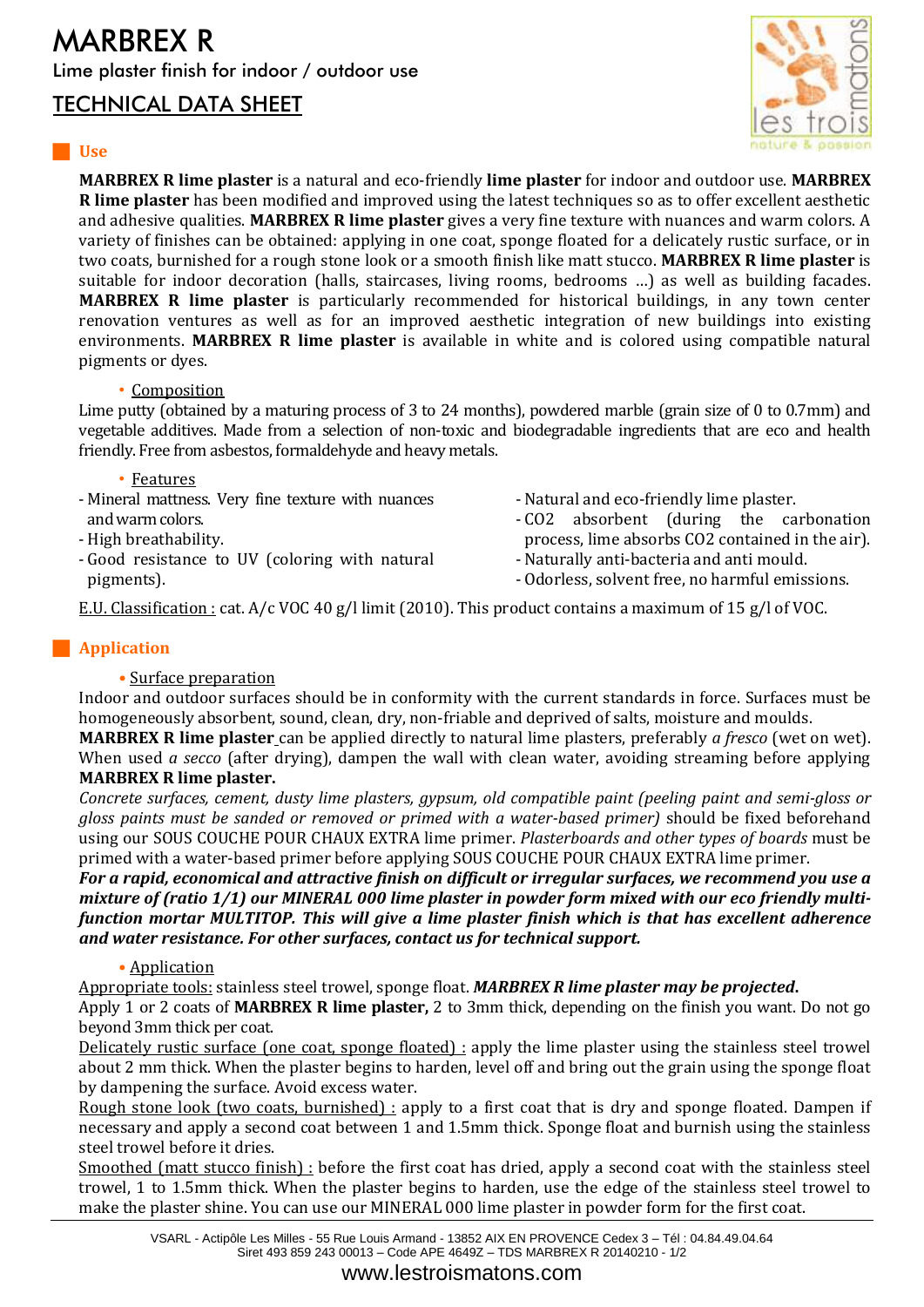# MARBREX R

Lime plaster finish for indoor / outdoor use

## TECHNICAL DATA SHEET

## Use

**MARBREX R lime plaster** is a natural and eco-friendly **lime plaster** for indoor and outdoor use. **MARBREX R lime plaster** has been modified and improved using the latest techniques so as to offer excellent aesthetic and adhesive qualities. **MARBREX R lime plaster** gives a very fine texture with nuances and warm colors. A variety of finishes can be obtained: applying in one coat, sponge floated for a delicately rustic surface, or in two coats, burnished for a rough stone look or a smooth finish like matt stucco. **MARBREX R lime plaster** is suitable for indoor decoration (halls, staircases, living rooms, bedrooms ...) as well as building facades. **MARBREX R lime plaster** is particularly recommended for historical buildings, in any town center renovation ventures as well as for an improved aesthetic integration of new buildings into existing environments. **MARBREX R lime plaster** is available in white and is colored using compatible natural pigments or dyes.

- Composition

Lime putty (obtained by a maturing process of 3 to 24 months), powdered marble (grain size of 0 to 0.7mm) and vegetable additives. Made from a selection of non-toxic and biodegradable ingredients that are eco and health friendly. Free from asbestos, formaldehyde and heavy metals.

- Features

- Mineral mattness. Very fine texture with nuances and warm colors.
- High breathability.
- Good resistance to UV (coloring with natural pigments).
- Natural and eco-friendly lime plaster.
- $CO_2$ absorbent (during the carbonation process, lime absorbs $CO_2$ contained in the air).
- Naturally anti-bacteria and anti mould.
- Odorless, solvent free, no harmful emissions.

E.U. Classification : cat. A/c VOC 40 g/l limit (2010). This product contains a maximum of 15 g/l of VOC.

## Application

- Surface preparation

Indoor and outdoor surfaces should be in conformity with the current standards in force. Surfaces must be homogeneously absorbent, sound, clean, dry, non-friable and deprived of salts, moisture and moulds.

**MARBREX R lime plaster** can be applied directly to natural lime plasters, preferably *a fresco* (wet on wet). When used *a secco* (after drying), dampen the wall with clean water, avoiding streaming before applying **MARBREX R lime plaster.**

*Concrete surfaces, cement, dusty lime plasters, gypsum, old compatible paint (peeling paint and semi-gloss or gloss paints must be sanded or removed or primed with a water-based primer)* should be fixed beforehand using our SOUS COUCHE POUR CHAUX EXTRA lime primer. *Plasterboards and other types of boards* must be primed with a water-based primer before applying SOUS COUCHE POUR CHAUX EXTRA lime primer.

***For a rapid, economical and attractive finish on difficult or irregular surfaces, we recommend you use a mixture of (ratio 1/1) our MINERAL 000 lime plaster in powder form mixed with our eco friendly multi-function mortar MULTITOP. This will give a lime plaster finish which is that has excellent adherence and water resistance. For other surfaces, contact us for technical support.***

- Application

Appropriate tools: stainless steel trowel, sponge float. ***MARBREX R lime plaster may be projected.***

Apply 1 or 2 coats of **MARBREX R lime plaster,** 2 to 3mm thick, depending on the finish you want. Do not go beyond 3mm thick per coat.

Delicately rustic surface (one coat, sponge floated) : apply the lime plaster using the stainless steel trowel about 2 mm thick. When the plaster begins to harden, level off and bring out the grain using the sponge float by dampening the surface. Avoid excess water.

Rough stone look (two coats, burnished) : apply to a first coat that is dry and sponge floated. Dampen if necessary and apply a second coat between 1 and 1.5mm thick. Sponge float and burnish using the stainless steel trowel before it dries.

Smoothed (matt stucco finish) : before the first coat has dried, apply a second coat with the stainless steel trowel, 1 to 1.5mm thick. When the plaster begins to harden, use the edge of the stainless steel trowel to make the plaster shine. You can use our MINERAL 000 lime plaster in powder form for the first coat.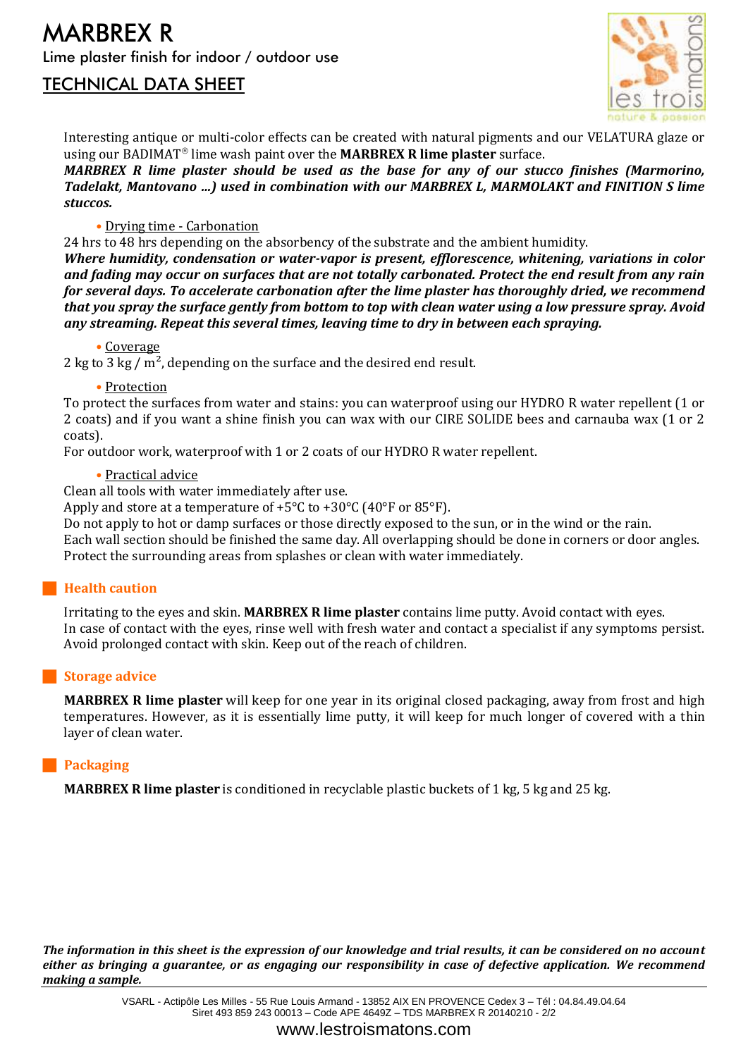# MARBREX R

Lime plaster finish for indoor / outdoor use

## TECHNICAL DATA SHEET

Interesting antique or multi-color effects can be created with natural pigments and our VELATURA glaze or using our BADIMAT® lime wash paint over the **MARBREX R lime plaster** surface.

***MARBREX R lime plaster should be used as the base for any of our stucco finishes (Marmorino, Tadelakt, Mantovano ...) used in combination with our MARBREX L, MARMOLAKT and FINITION S lime stuccos.***

- Drying time - Carbonation

24 hrs to 48 hrs depending on the absorbency of the substrate and the ambient humidity.

***Where humidity, condensation or water-vapor is present, efflorescence, whitening, variations in color and fading may occur on surfaces that are not totally carbonated. Protect the end result from any rain for several days. To accelerate carbonation after the lime plaster has thoroughly dried, we recommend that you spray the surface gently from bottom to top with clean water using a low pressure spray. Avoid any streaming. Repeat this several times, leaving time to dry in between each spraying.***

- Coverage

2 kg to 3 kg / m², depending on the surface and the desired end result.

- Protection

To protect the surfaces from water and stains: you can waterproof using our HYDRO R water repellent (1 or 2 coats) and if you want a shine finish you can wax with our CIRE SOLIDE bees and carnauba wax (1 or 2 coats).

For outdoor work, waterproof with 1 or 2 coats of our HYDRO R water repellent.

- Practical advice

Clean all tools with water immediately after use.

Apply and store at a temperature of +5°C to +30°C (40°F or 85°F).

Do not apply to hot or damp surfaces or those directly exposed to the sun, or in the wind or the rain.

Each wall section should be finished the same day. All overlapping should be done in corners or door angles.

Protect the surrounding areas from splashes or clean with water immediately.

### Health caution

Irritating to the eyes and skin. **MARBREX R lime plaster** contains lime putty. Avoid contact with eyes.

In case of contact with the eyes, rinse well with fresh water and contact a specialist if any symptoms persist.

Avoid prolonged contact with skin. Keep out of the reach of children.

### Storage advice

**MARBREX R lime plaster** will keep for one year in its original closed packaging, away from frost and high temperatures. However, as it is essentially lime putty, it will keep for much longer of covered with a thin layer of clean water.

### Packaging

**MARBREX R lime plaster** is conditioned in recyclable plastic buckets of 1 kg, 5 kg and 25 kg.

***The information in this sheet is the expression of our knowledge and trial results, it can be considered on no account either as bringing a guarantee, or as engaging our responsibility in case of defective application. We recommend making a sample.***

VSARL - Actipôle Les Milles - 55 Rue Louis Armand - 13852 AIX EN PROVENCE Cedex 3 – Tél : 04.84.49.04.64
Siret 493 859 243 00013 – Code APE 4649Z – TDS MARBREX R 20140210

www.lestroismatons.com